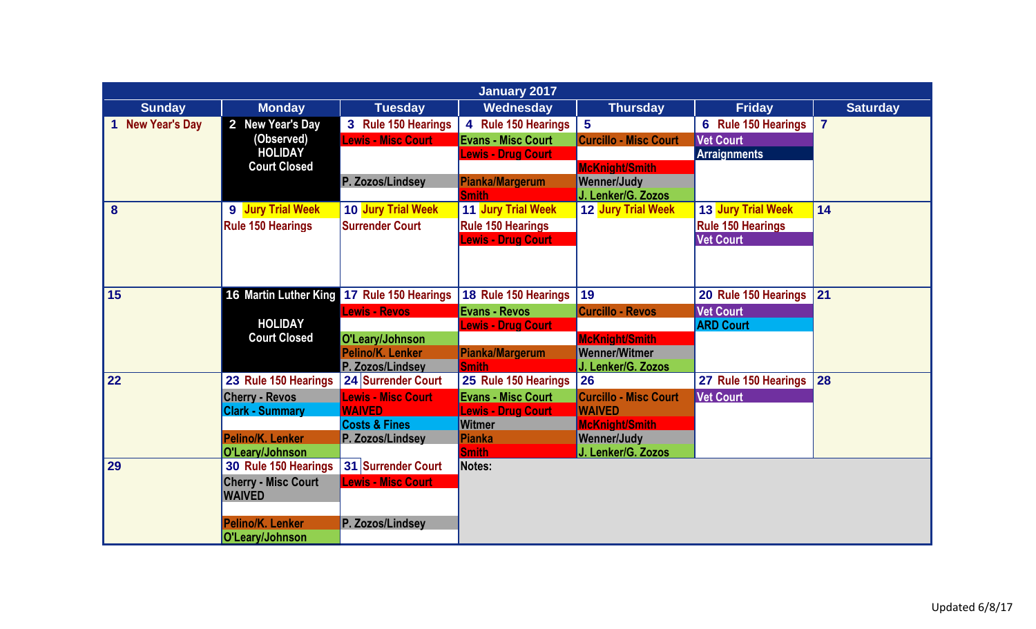# January 2017

| Sunday | Monday | Tuesday | Wednesday | Thursday | Friday | Saturday |
|---|---|---|---|---|---|---|
| 1 New Year's Day | 2 New Year's Day (Observed) HOLIDAY Court Closed | 3 Rule 150 Hearings<br>Lewis - Misc Court<br><br>P. Zozos/Lindsey | 4 Rule 150 Hearings<br>Evans - Misc Court<br>Lewis - Drug Court<br><br>Pianka/Margerum<br>Smith | 5<br>Curcillo - Misc Court<br><br>McKnight/Smith<br>Wenner/Judy<br>J. Lenker/G. Zozos | 6 Rule 150 Hearings<br>Vet Court<br>Arraignments | 7 |
| 8 | 9 Jury Trial Week<br>Rule 150 Hearings | 10 Jury Trial Week<br>Surrender Court | 11 Jury Trial Week<br>Rule 150 Hearings<br>Lewis - Drug Court | 12 Jury Trial Week | 13 Jury Trial Week<br>Rule 150 Hearings<br>Vet Court | 14 |
| 15 | 16 Martin Luther King<br>HOLIDAY Court Closed | 17 Rule 150 Hearings<br>Lewis - Revos<br><br>O'Leary/Johnson<br>Pelino/K. Lenker<br>P. Zozos/Lindsey | 18 Rule 150 Hearings<br>Evans - Revos<br>Lewis - Drug Court<br><br>Pianka/Margerum<br>Smith | 19<br>Curcillo - Revos<br><br>McKnight/Smith<br>Wenner/Witmer<br>J. Lenker/G. Zozos | 20 Rule 150 Hearings<br>Vet Court<br>ARD Court | 21 |
| 22 | 23 Rule 150 Hearings<br>Cherry - Revos<br>Clark - Summary<br><br>Pelino/K. Lenker<br>O'Leary/Johnson | 24 Surrender Court<br>Lewis - Misc Court<br>WAIVED<br>Costs & Fines<br>P. Zozos/Lindsey | 25 Rule 150 Hearings<br>Evans - Misc Court<br>Lewis - Drug Court<br>Witmer<br>Pianka<br>Smith | 26<br>Curcillo - Misc Court<br>WAIVED<br>McKnight/Smith<br>Wenner/Judy<br>J. Lenker/G. Zozos | 27 Rule 150 Hearings<br>Vet Court | 28 |
| 29 | 30 Rule 150 Hearings<br>Cherry - Misc Court<br>WAIVED<br><br>Pelino/K. Lenker<br>O'Leary/Johnson | 31 Surrender Court<br>Lewis - Misc Court<br><br>P. Zozos/Lindsey | Notes: | | | |

Updated 6/8/17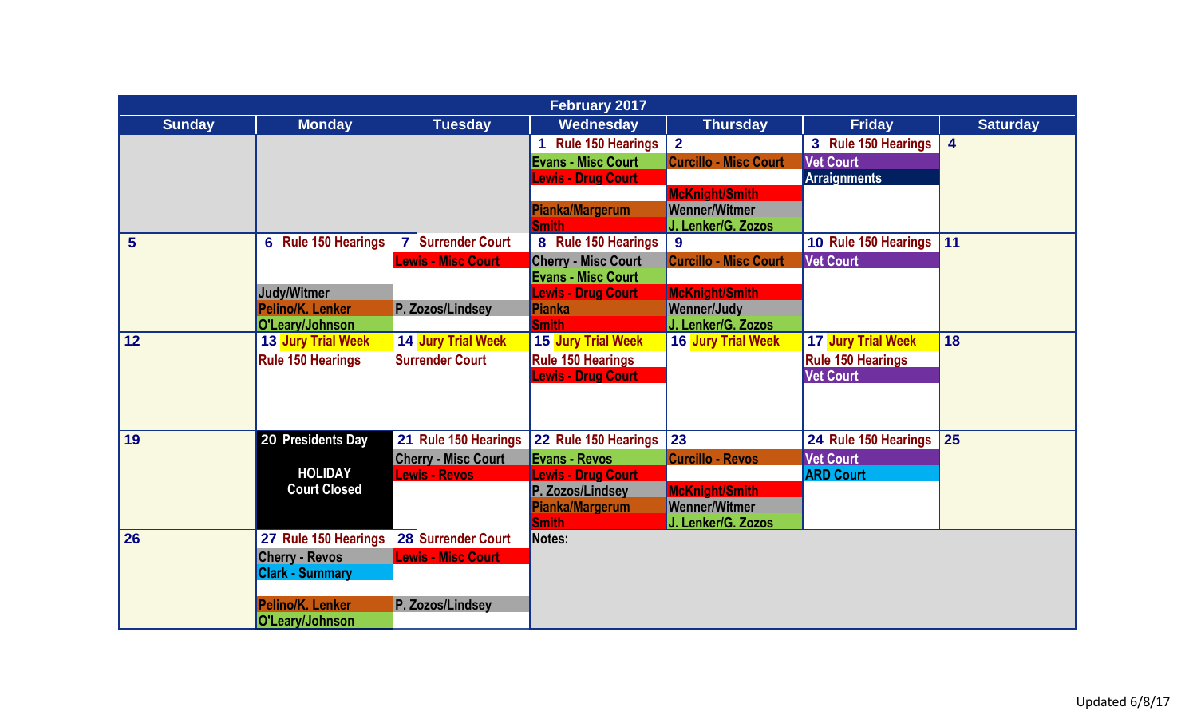## February 2017

| Sunday | Monday | Tuesday | Wednesday | Thursday | Friday | Saturday |
|---|---|---|---|---|---|---|
| | | | 1 Rule 150 Hearings<br>Evans - Misc Court<br>Lewis - Drug Court<br><br>Pianka/Margerum<br>Smith | 2<br>Curcillo - Misc Court<br><br>McKnight/Smith<br>Wenner/Witmer<br>J. Lenker/G. Zozos | 3 Rule 150 Hearings<br>Vet Court<br>Arraignments | 4 |
| 5 | 6 Rule 150 Hearings<br><br><br>Judy/Witmer<br>Pelino/K. Lenker<br>O'Leary/Johnson | 7 Surrender Court<br>Lewis - Misc Court<br><br><br>P. Zozos/Lindsey | 8 Rule 150 Hearings<br>Cherry - Misc Court<br>Evans - Misc Court<br>Lewis - Drug Court<br>Pianka<br>Smith | 9<br>Curcillo - Misc Court<br><br>McKnight/Smith<br>Wenner/Judy<br>J. Lenker/G. Zozos | 10 Rule 150 Hearings<br>Vet Court | 11 |
| 12 | 13 Jury Trial Week<br>Rule 150 Hearings | 14 Jury Trial Week<br>Surrender Court | 15 Jury Trial Week<br>Rule 150 Hearings<br>Lewis - Drug Court | 16 Jury Trial Week | 17 Jury Trial Week<br>Rule 150 Hearings<br>Vet Court | 18 |
| 19 | 20 Presidents Day<br><br>HOLIDAY<br>Court Closed | 21 Rule 150 Hearings<br>Cherry - Misc Court<br>Lewis - Revos | 22 Rule 150 Hearings<br>Evans - Revos<br>Lewis - Drug Court<br>P. Zozos/Lindsey<br>Pianka/Margerum<br>Smith | 23<br>Curcillo - Revos<br><br>McKnight/Smith<br>Wenner/Witmer<br>J. Lenker/G. Zozos | 24 Rule 150 Hearings<br>Vet Court<br>ARD Court | 25 |
| 26 | 27 Rule 150 Hearings<br>Cherry - Revos<br>Clark - Summary<br><br>Pelino/K. Lenker<br>O'Leary/Johnson | 28 Surrender Court<br>Lewis - Misc Court<br><br><br>P. Zozos/Lindsey | Notes: | | | |

Updated 6/8/17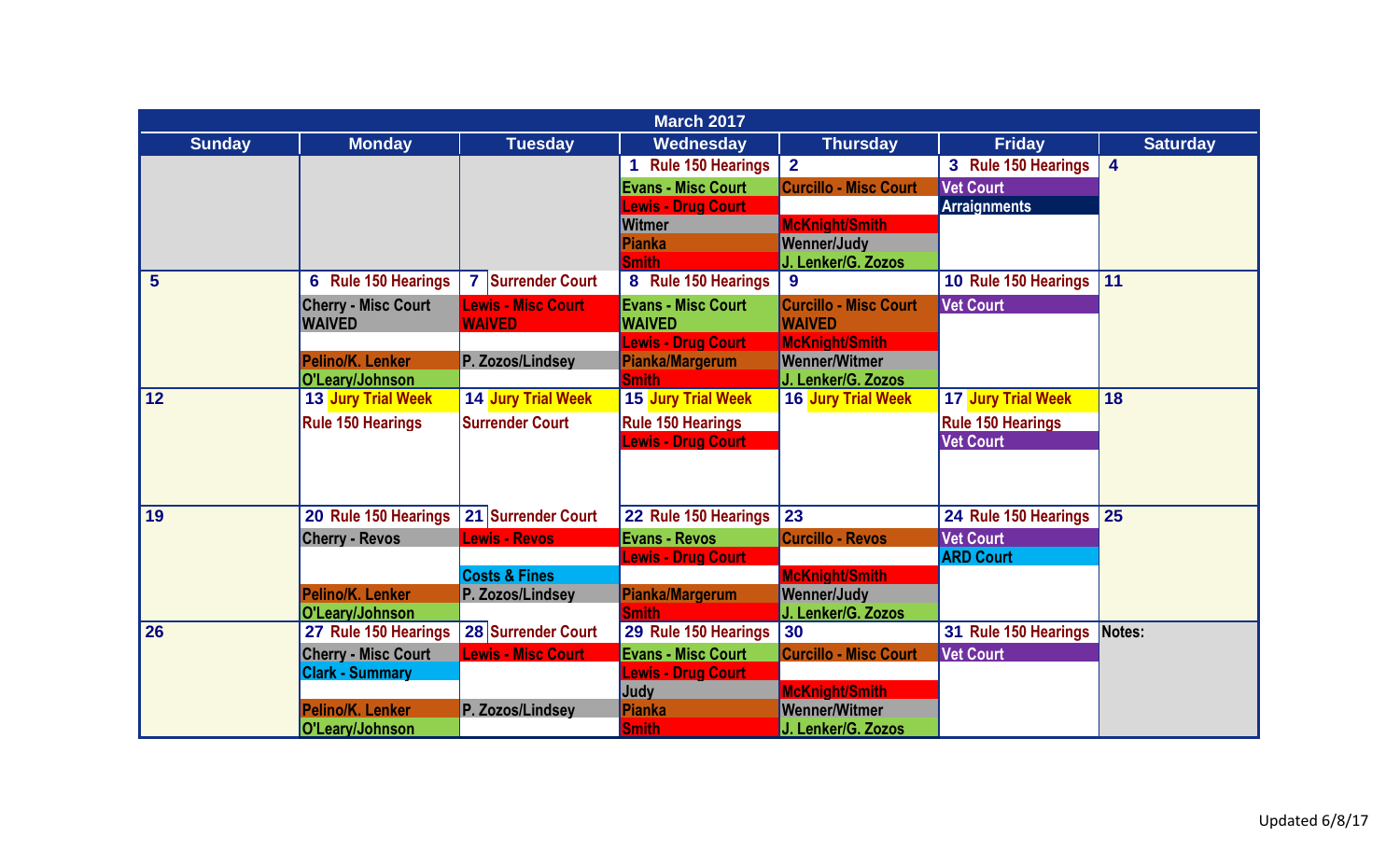| March 2017 | | | | | | |
|---|---|---|---|---|---|---|
| **Sunday** | **Monday** | **Tuesday** | **Wednesday** | **Thursday** | **Friday** | **Saturday** |
| | | | 1 Rule 150 Hearings<br>Evans - Misc Court<br>Lewis - Drug Court<br>Witmer<br>Pianka<br>Smith | 2<br>Curcillo - Misc Court<br><br>McKnight/Smith<br>Wenner/Judy<br>J. Lenker/G. Zozos | 3 Rule 150 Hearings<br>Vet Court<br>Arraignments | 4 |
| 5 | 6 Rule 150 Hearings<br>Cherry - Misc Court<br>WAIVED<br><br>Pelino/K. Lenker<br>O'Leary/Johnson | 7 Surrender Court<br>Lewis - Misc Court<br>WAIVED<br><br>P. Zozos/Lindsey | 8 Rule 150 Hearings<br>Evans - Misc Court<br>WAIVED<br>Lewis - Drug Court<br>Pianka/Margerum<br>Smith | 9<br>Curcillo - Misc Court<br>WAIVED<br>McKnight/Smith<br>Wenner/Witmer<br>J. Lenker/G. Zozos | 10 Rule 150 Hearings<br>Vet Court | 11 |
| 12 | 13 Jury Trial Week<br>Rule 150 Hearings | 14 Jury Trial Week<br>Surrender Court | 15 Jury Trial Week<br>Rule 150 Hearings<br>Lewis - Drug Court | 16 Jury Trial Week | 17 Jury Trial Week<br>Rule 150 Hearings<br>Vet Court | 18 |
| 19 | 20 Rule 150 Hearings<br>Cherry - Revos<br><br><br>Pelino/K. Lenker<br>O'Leary/Johnson | 21 Surrender Court<br>Lewis - Revos<br><br>Costs & Fines<br>P. Zozos/Lindsey | 22 Rule 150 Hearings<br>Evans - Revos<br>Lewis - Drug Court<br><br>Pianka/Margerum<br>Smith | 23<br>Curcillo - Revos<br><br>McKnight/Smith<br>Wenner/Judy<br>J. Lenker/G. Zozos | 24 Rule 150 Hearings<br>Vet Court<br>ARD Court | 25 |
| 26 | 27 Rule 150 Hearings<br>Cherry - Misc Court<br>Clark - Summary<br><br>Pelino/K. Lenker<br>O'Leary/Johnson | 28 Surrender Court<br>Lewis - Misc Court<br><br><br>P. Zozos/Lindsey | 29 Rule 150 Hearings<br>Evans - Misc Court<br>Lewis - Drug Court<br>Judy<br>Pianka<br>Smith | 30<br>Curcillo - Misc Court<br><br>McKnight/Smith<br>Wenner/Witmer<br>J. Lenker/G. Zozos | 31 Rule 150 Hearings<br>Vet Court | Notes: |

Updated 6/8/17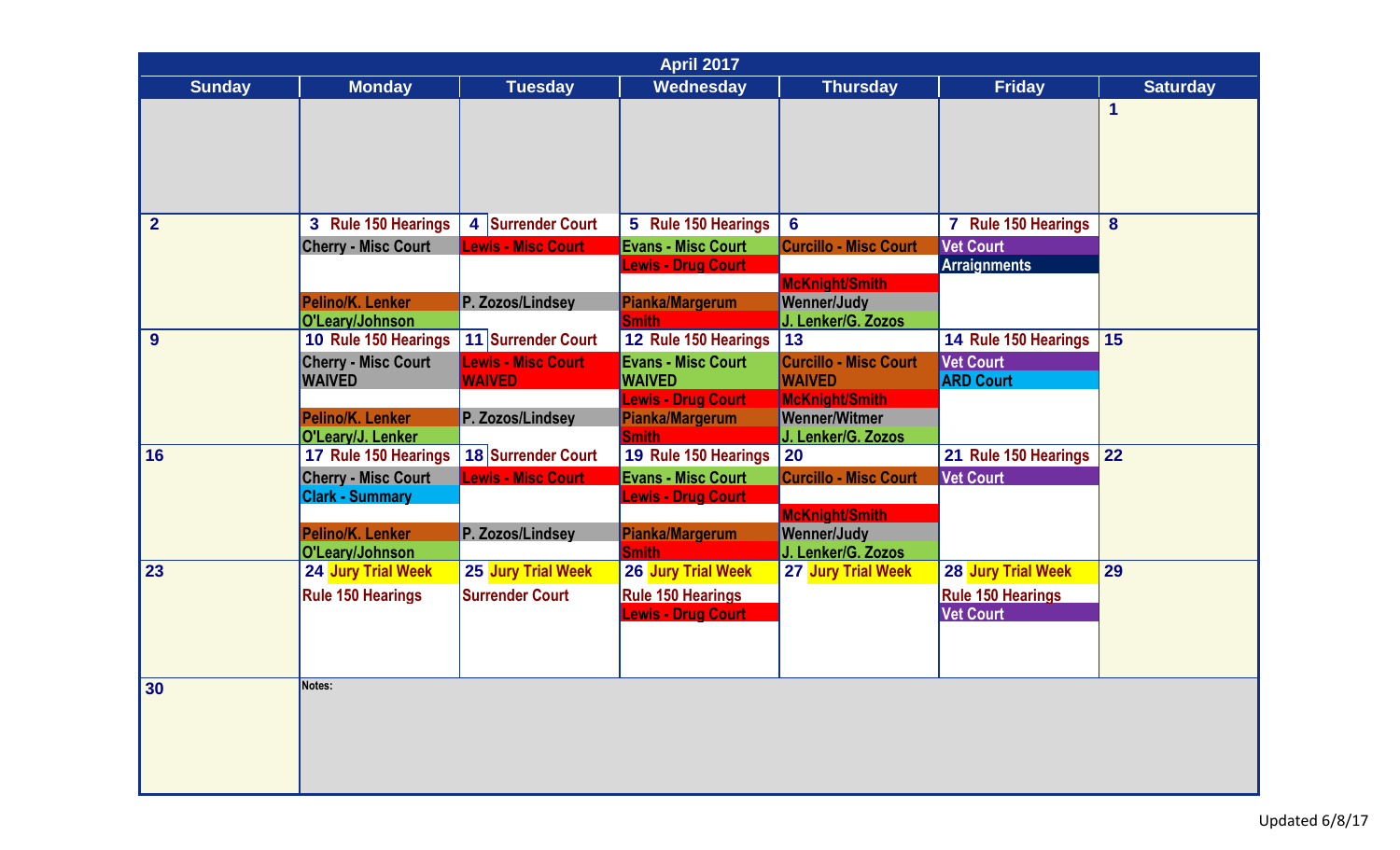## April 2017

| Sunday | Monday | Tuesday | Wednesday | Thursday | Friday | Saturday |
|---|---|---|---|---|---|---|
| | | | | | | 1 |
| 2 | 3 Rule 150 Hearings<br>Cherry - Misc Court<br>Pelino/K. Lenker<br>O'Leary/Johnson | 4 Surrender Court<br>Lewis - Misc Court<br>P. Zozos/Lindsey | 5 Rule 150 Hearings<br>Evans - Misc Court<br>Lewis - Drug Court<br>Pianka/Margerum<br>Smith | 6<br>Curcillo - Misc Court<br>McKnight/Smith<br>Wenner/Judy<br>J. Lenker/G. Zozos | 7 Rule 150 Hearings<br>Vet Court<br>Arraignments | 8 |
| 9 | 10 Rule 150 Hearings<br>Cherry - Misc Court<br>WAIVED<br>Pelino/K. Lenker<br>O'Leary/J. Lenker | 11 Surrender Court<br>Lewis - Misc Court<br>WAIVED<br>P. Zozos/Lindsey | 12 Rule 150 Hearings<br>Evans - Misc Court<br>WAIVED<br>Lewis - Drug Court<br>Pianka/Margerum<br>Smith | 13<br>Curcillo - Misc Court<br>WAIVED<br>McKnight/Smith<br>Wenner/Witmer<br>J. Lenker/G. Zozos | 14 Rule 150 Hearings<br>Vet Court<br>ARD Court | 15 |
| 16 | 17 Rule 150 Hearings<br>Cherry - Misc Court<br>Clark - Summary<br>Pelino/K. Lenker<br>O'Leary/Johnson | 18 Surrender Court<br>Lewis - Misc Court<br>P. Zozos/Lindsey | 19 Rule 150 Hearings<br>Evans - Misc Court<br>Lewis - Drug Court<br>Pianka/Margerum<br>Smith | 20<br>Curcillo - Misc Court<br>McKnight/Smith<br>Wenner/Judy<br>J. Lenker/G. Zozos | 21 Rule 150 Hearings<br>Vet Court | 22 |
| 23 | 24 Jury Trial Week<br>Rule 150 Hearings | 25 Jury Trial Week<br>Surrender Court | 26 Jury Trial Week<br>Rule 150 Hearings<br>Lewis - Drug Court | 27 Jury Trial Week | 28 Jury Trial Week<br>Rule 150 Hearings<br>Vet Court | 29 |
| 30 | Notes: | | | | | |

Updated 6/8/17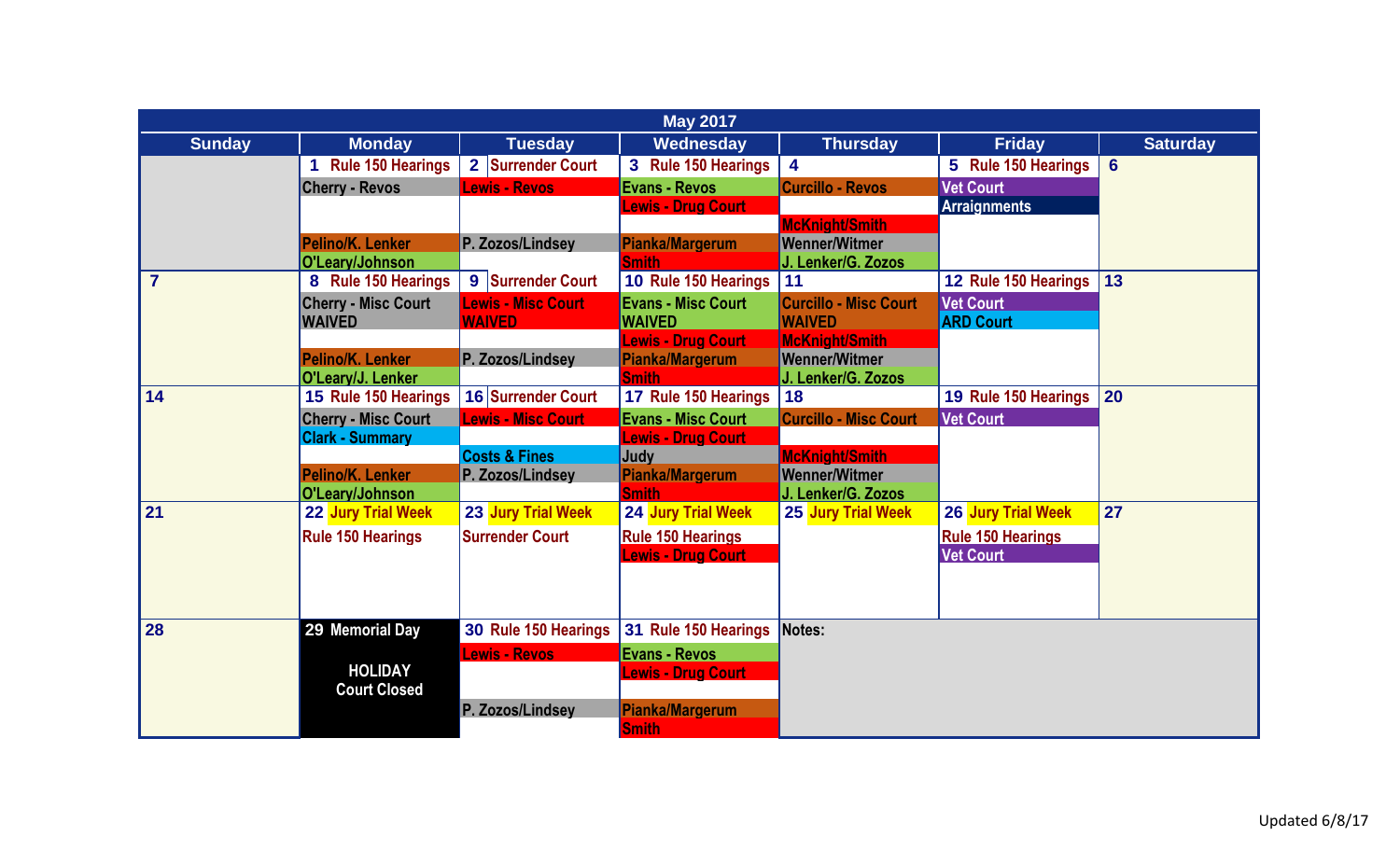# May 2017

| Sunday | Monday | Tuesday | Wednesday | Thursday | Friday | Saturday |
|---|---|---|---|---|---|---|
| | 1 Rule 150 Hearings<br>Cherry - Revos<br><br>Pelino/K. Lenker<br>O'Leary/Johnson | 2 Surrender Court<br>Lewis - Revos<br><br>P. Zozos/Lindsey | 3 Rule 150 Hearings<br>Evans - Revos<br>Lewis - Drug Court<br><br>Pianka/Margerum<br>Smith | 4<br>Curcillo - Revos<br><br>McKnight/Smith<br>Wenner/Witmer<br>J. Lenker/G. Zozos | 5 Rule 150 Hearings<br>Vet Court<br>Arraignments | 6 |
| 7 | 8 Rule 150 Hearings<br>Cherry - Misc Court<br>WAIVED<br><br>Pelino/K. Lenker<br>O'Leary/J. Lenker | 9 Surrender Court<br>Lewis - Misc Court<br>WAIVED<br><br>P. Zozos/Lindsey | 10 Rule 150 Hearings<br>Evans - Misc Court<br>WAIVED<br>Lewis - Drug Court<br>Pianka/Margerum<br>Smith | 11<br>Curcillo - Misc Court<br>WAIVED<br>McKnight/Smith<br>Wenner/Witmer<br>J. Lenker/G. Zozos | 12 Rule 150 Hearings<br>Vet Court<br>ARD Court | 13 |
| 14 | 15 Rule 150 Hearings<br>Cherry - Misc Court<br>Clark - Summary<br><br>Pelino/K. Lenker<br>O'Leary/Johnson | 16 Surrender Court<br>Lewis - Misc Court<br><br>Costs & Fines<br>P. Zozos/Lindsey | 17 Rule 150 Hearings<br>Evans - Misc Court<br>Lewis - Drug Court<br>Judy<br>Pianka/Margerum<br>Smith | 18<br>Curcillo - Misc Court<br><br>McKnight/Smith<br>Wenner/Witmer<br>J. Lenker/G. Zozos | 19 Rule 150 Hearings<br>Vet Court | 20 |
| 21 | 22 Jury Trial Week<br>Rule 150 Hearings | 23 Jury Trial Week<br>Surrender Court | 24 Jury Trial Week<br>Rule 150 Hearings<br>Lewis - Drug Court | 25 Jury Trial Week | 26 Jury Trial Week<br>Rule 150 Hearings<br>Vet Court | 27 |
| 28 | 29 Memorial Day<br><br>HOLIDAY<br>Court Closed | 30 Rule 150 Hearings<br>Lewis - Revos<br><br>P. Zozos/Lindsey | 31 Rule 150 Hearings<br>Evans - Revos<br>Lewis - Drug Court<br><br>Pianka/Margerum<br>Smith | Notes: | | |

Updated 6/8/17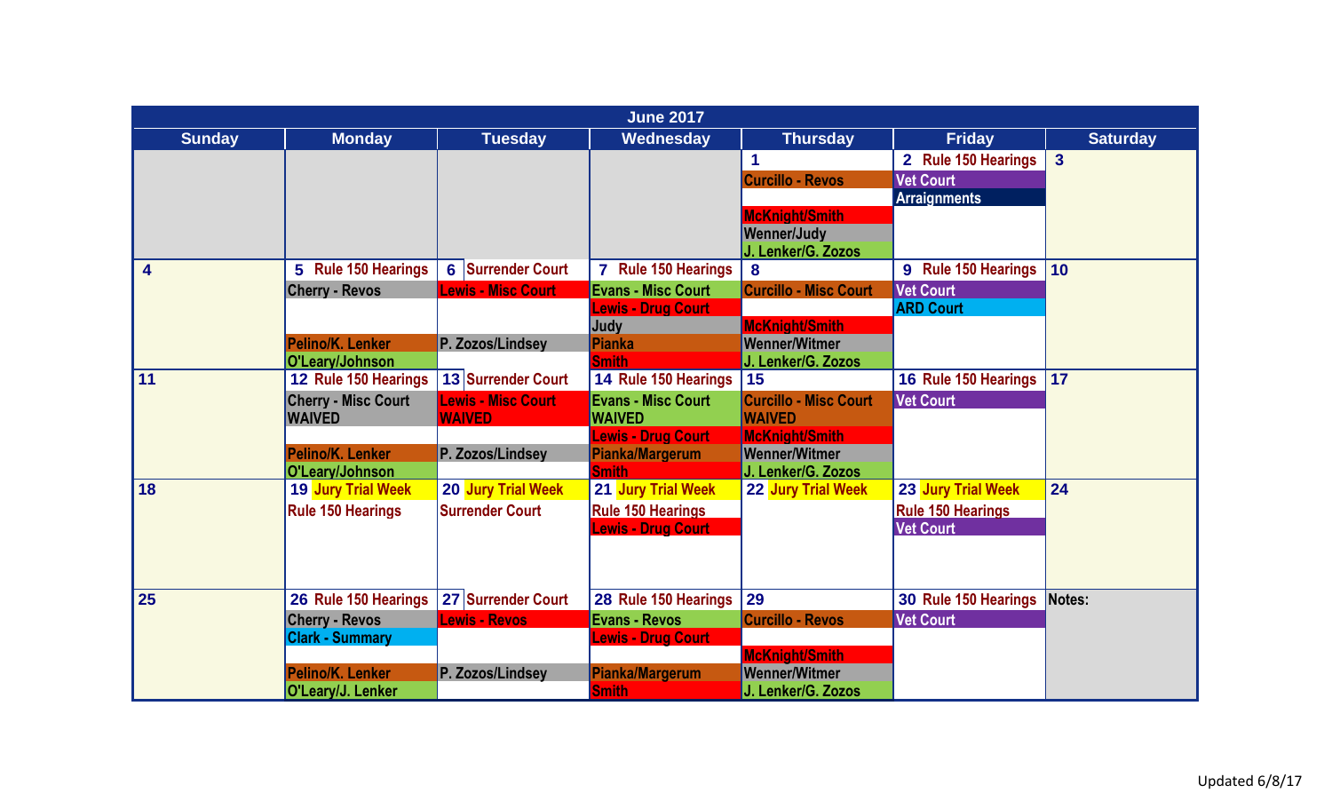## June 2017

| Sunday | Monday | Tuesday | Wednesday | Thursday | Friday | Saturday |
|---|---|---|---|---|---|---|
| | | | | 1<br>Curcillo - Revos<br><br>McKnight/Smith<br>Wenner/Judy<br>J. Lenker/G. Zozos | 2 Rule 150 Hearings<br>Vet Court<br>Arraignments | 3 |
| 4 | 5 Rule 150 Hearings<br>Cherry - Revos<br><br><br>Pelino/K. Lenker<br>O'Leary/Johnson | 6 Surrender Court<br>Lewis - Misc Court<br><br><br>P. Zozos/Lindsey | 7 Rule 150 Hearings<br>Evans - Misc Court<br>Lewis - Drug Court<br>Judy<br>Pianka<br>Smith | 8<br>Curcillo - Misc Court<br><br>McKnight/Smith<br>Wenner/Witmer<br>J. Lenker/G. Zozos | 9 Rule 150 Hearings<br>Vet Court<br>ARD Court | 10 |
| 11 | 12 Rule 150 Hearings<br>Cherry - Misc Court<br>WAIVED<br><br>Pelino/K. Lenker<br>O'Leary/Johnson | 13 Surrender Court<br>Lewis - Misc Court<br>WAIVED<br><br>P. Zozos/Lindsey | 14 Rule 150 Hearings<br>Evans - Misc Court<br>WAIVED<br>Lewis - Drug Court<br>Pianka/Margerum<br>Smith | 15<br>Curcillo - Misc Court<br>WAIVED<br>McKnight/Smith<br>Wenner/Witmer<br>J. Lenker/G. Zozos | 16 Rule 150 Hearings<br>Vet Court | 17 |
| 18 | 19 Jury Trial Week<br>Rule 150 Hearings | 20 Jury Trial Week<br>Surrender Court | 21 Jury Trial Week<br>Rule 150 Hearings<br>Lewis - Drug Court | 22 Jury Trial Week | 23 Jury Trial Week<br>Rule 150 Hearings<br>Vet Court | 24 |
| 25 | 26 Rule 150 Hearings<br>Cherry - Revos<br>Clark - Summary<br><br>Pelino/K. Lenker<br>O'Leary/J. Lenker | 27 Surrender Court<br>Lewis - Revos<br><br><br>P. Zozos/Lindsey | 28 Rule 150 Hearings<br>Evans - Revos<br>Lewis - Drug Court<br><br>Pianka/Margerum<br>Smith | 29<br>Curcillo - Revos<br><br>McKnight/Smith<br>Wenner/Witmer<br>J. Lenker/G. Zozos | 30 Rule 150 Hearings<br>Vet Court | Notes: |

Updated 6/8/17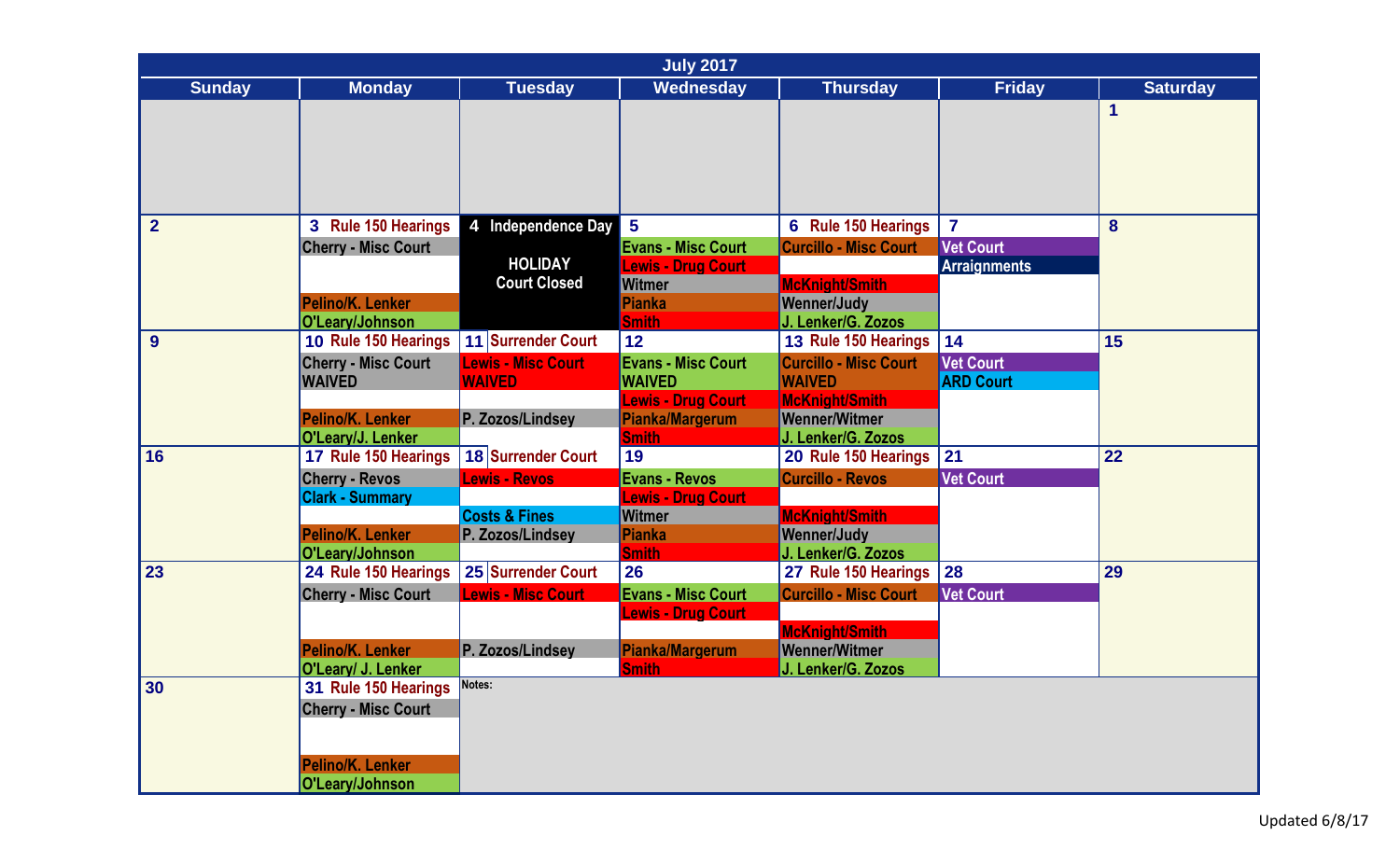# July 2017

| Sunday | Monday | Tuesday | Wednesday | Thursday | Friday | Saturday |
|---|---|---|---|---|---|---|
| | | | | | | 1 |
| 2 | 3 Rule 150 Hearings<br>Cherry - Misc Court<br>Pelino/K. Lenker<br>O'Leary/Johnson | 4 Independence Day<br>HOLIDAY<br>Court Closed | 5<br>Evans - Misc Court<br>Lewis - Drug Court<br>Witmer<br>Pianka<br>Smith | 6 Rule 150 Hearings<br>Curcillo - Misc Court<br>McKnight/Smith<br>Wenner/Judy<br>J. Lenker/G. Zozos | 7<br>Vet Court<br>Arraignments | 8 |
| 9 | 10 Rule 150 Hearings<br>Cherry - Misc Court<br>WAIVED<br>Pelino/K. Lenker<br>O'Leary/J. Lenker | 11 Surrender Court<br>Lewis - Misc Court<br>WAIVED<br>P. Zozos/Lindsey | 12<br>Evans - Misc Court<br>WAIVED<br>Lewis - Drug Court<br>Pianka/Margerum<br>Smith | 13 Rule 150 Hearings<br>Curcillo - Misc Court<br>WAIVED<br>McKnight/Smith<br>Wenner/Witmer<br>J. Lenker/G. Zozos | 14<br>Vet Court<br>ARD Court | 15 |
| 16 | 17 Rule 150 Hearings<br>Cherry - Revos<br>Clark - Summary<br>Pelino/K. Lenker<br>O'Leary/Johnson | 18 Surrender Court<br>Lewis - Revos<br>Costs & Fines<br>P. Zozos/Lindsey | 19<br>Evans - Revos<br>Lewis - Drug Court<br>Witmer<br>Pianka<br>Smith | 20 Rule 150 Hearings<br>Curcillo - Revos<br>McKnight/Smith<br>Wenner/Judy<br>J. Lenker/G. Zozos | 21<br>Vet Court | 22 |
| 23 | 24 Rule 150 Hearings<br>Cherry - Misc Court<br>Pelino/K. Lenker<br>O'Leary/ J. Lenker | 25 Surrender Court<br>Lewis - Misc Court<br>P. Zozos/Lindsey | 26<br>Evans - Misc Court<br>Lewis - Drug Court<br>Pianka/Margerum<br>Smith | 27 Rule 150 Hearings<br>Curcillo - Misc Court<br>McKnight/Smith<br>Wenner/Witmer<br>J. Lenker/G. Zozos | 28<br>Vet Court | 29 |
| 30 | 31 Rule 150 Hearings<br>Cherry - Misc Court<br>Pelino/K. Lenker<br>O'Leary/Johnson | Notes: | | | | |

Updated 6/8/17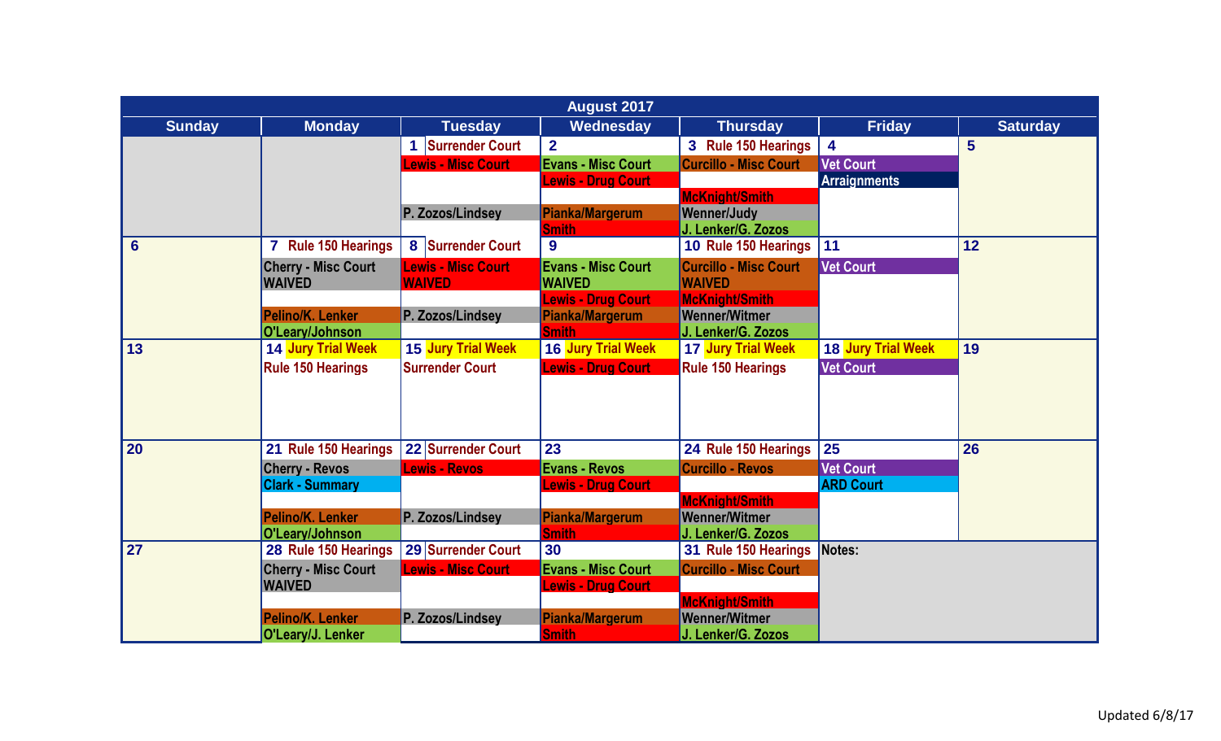# August 2017

| Sunday | Monday | Tuesday | Wednesday | Thursday | Friday | Saturday |
|---|---|---|---|---|---|---|
| | | 1 Surrender Court<br>Lewis - Misc Court<br>P. Zozos/Lindsey | 2<br>Evans - Misc Court<br>Lewis - Drug Court<br>Pianka/Margerum<br>Smith | 3 Rule 150 Hearings<br>Curcillo - Misc Court<br>McKnight/Smith<br>Wenner/Judy<br>J. Lenker/G. Zozos | 4<br>Vet Court<br>Arraignments | 5 |
| 6 | 7 Rule 150 Hearings<br>Cherry - Misc Court<br>WAIVED<br>Pelino/K. Lenker<br>O'Leary/Johnson | 8 Surrender Court<br>Lewis - Misc Court<br>WAIVED<br>P. Zozos/Lindsey | 9<br>Evans - Misc Court<br>WAIVED<br>Lewis - Drug Court<br>Pianka/Margerum<br>Smith | 10 Rule 150 Hearings<br>Curcillo - Misc Court<br>WAIVED<br>McKnight/Smith<br>Wenner/Witmer<br>J. Lenker/G. Zozos | 11<br>Vet Court | 12 |
| 13 | 14 Jury Trial Week<br>Rule 150 Hearings | 15 Jury Trial Week<br>Surrender Court | 16 Jury Trial Week<br>Lewis - Drug Court | 17 Jury Trial Week<br>Rule 150 Hearings | 18 Jury Trial Week<br>Vet Court | 19 |
| 20 | 21 Rule 150 Hearings<br>Cherry - Revos<br>Clark - Summary<br>Pelino/K. Lenker<br>O'Leary/Johnson | 22 Surrender Court<br>Lewis - Revos<br>P. Zozos/Lindsey | 23<br>Evans - Revos<br>Lewis - Drug Court<br>Pianka/Margerum<br>Smith | 24 Rule 150 Hearings<br>Curcillo - Revos<br>McKnight/Smith<br>Wenner/Witmer<br>J. Lenker/G. Zozos | 25<br>Vet Court<br>ARD Court | 26 |
| 27 | 28 Rule 150 Hearings<br>Cherry - Misc Court<br>WAIVED<br>Pelino/K. Lenker<br>O'Leary/J. Lenker | 29 Surrender Court<br>Lewis - Misc Court<br>P. Zozos/Lindsey | 30<br>Evans - Misc Court<br>Lewis - Drug Court<br>Pianka/Margerum<br>Smith | 31 Rule 150 Hearings<br>Curcillo - Misc Court<br>McKnight/Smith<br>Wenner/Witmer<br>J. Lenker/G. Zozos | Notes: | |

Updated 6/8/17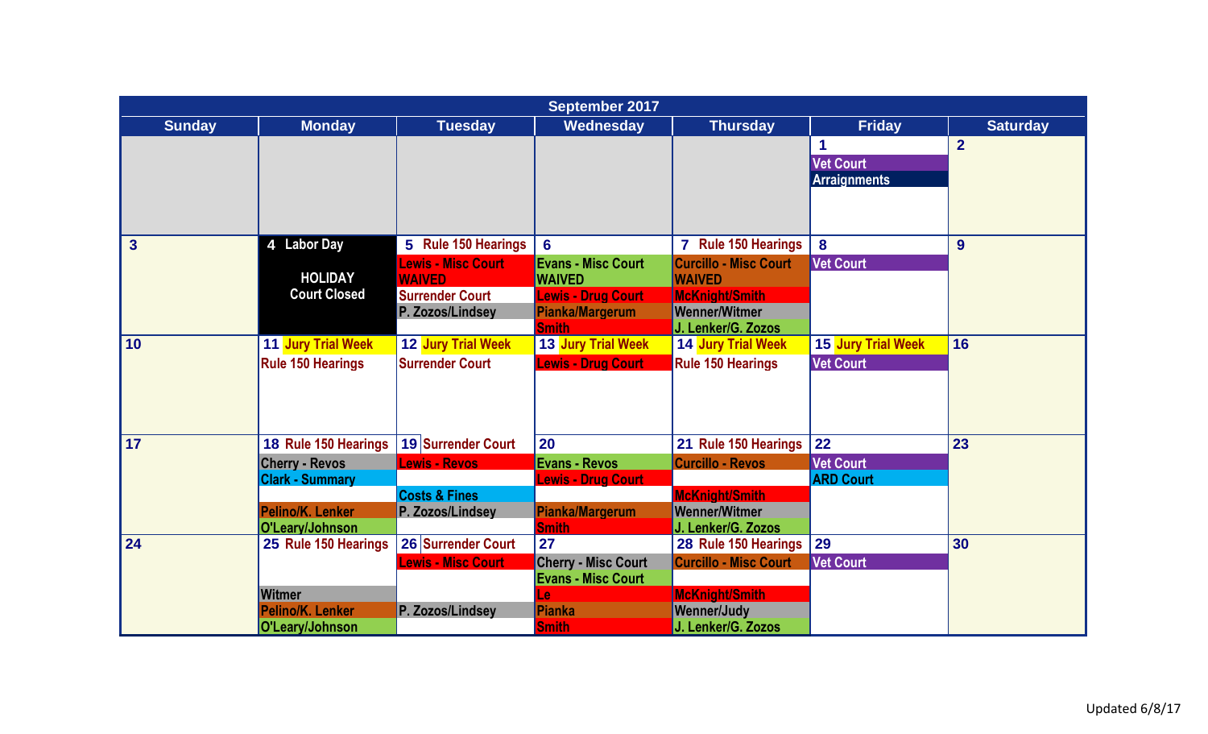# September 2017

| Sunday | Monday | Tuesday | Wednesday | Thursday | Friday | Saturday |
|---|---|---|---|---|---|---|
| | | | | | 1<br>Vet Court<br>Arraignments | 2 |
| 3 | 4 Labor Day<br>HOLIDAY<br>Court Closed | 5 Rule 150 Hearings<br>Lewis - Misc Court<br>WAIVED<br>Surrender Court<br>P. Zozos/Lindsey | 6<br>Evans - Misc Court<br>WAIVED<br>Lewis - Drug Court<br>Pianka/Margerum<br>Smith | 7 Rule 150 Hearings<br>Curcillo - Misc Court<br>WAIVED<br>McKnight/Smith<br>Wenner/Witmer<br>J. Lenker/G. Zozos | 8<br>Vet Court | 9 |
| 10 | 11 Jury Trial Week<br>Rule 150 Hearings | 12 Jury Trial Week<br>Surrender Court | 13 Jury Trial Week<br>Lewis - Drug Court | 14 Jury Trial Week<br>Rule 150 Hearings | 15 Jury Trial Week<br>Vet Court | 16 |
| 17 | 18 Rule 150 Hearings<br>Cherry - Revos<br>Clark - Summary<br>Pelino/K. Lenker<br>O'Leary/Johnson | 19 Surrender Court<br>Lewis - Revos<br>Costs & Fines<br>P. Zozos/Lindsey | 20<br>Evans - Revos<br>Lewis - Drug Court<br>Pianka/Margerum<br>Smith | 21 Rule 150 Hearings<br>Curcillo - Revos<br>McKnight/Smith<br>Wenner/Witmer<br>J. Lenker/G. Zozos | 22<br>Vet Court<br>ARD Court | 23 |
| 24 | 25 Rule 150 Hearings<br>Witmer<br>Pelino/K. Lenker<br>O'Leary/Johnson | 26 Surrender Court<br>Lewis - Misc Court<br>P. Zozos/Lindsey | 27<br>Cherry - Misc Court<br>Evans - Misc Court<br>Le<br>Pianka<br>Smith | 28 Rule 150 Hearings<br>Curcillo - Misc Court<br>McKnight/Smith<br>Wenner/Judy<br>J. Lenker/G. Zozos | 29<br>Vet Court | 30 |

Updated 6/8/17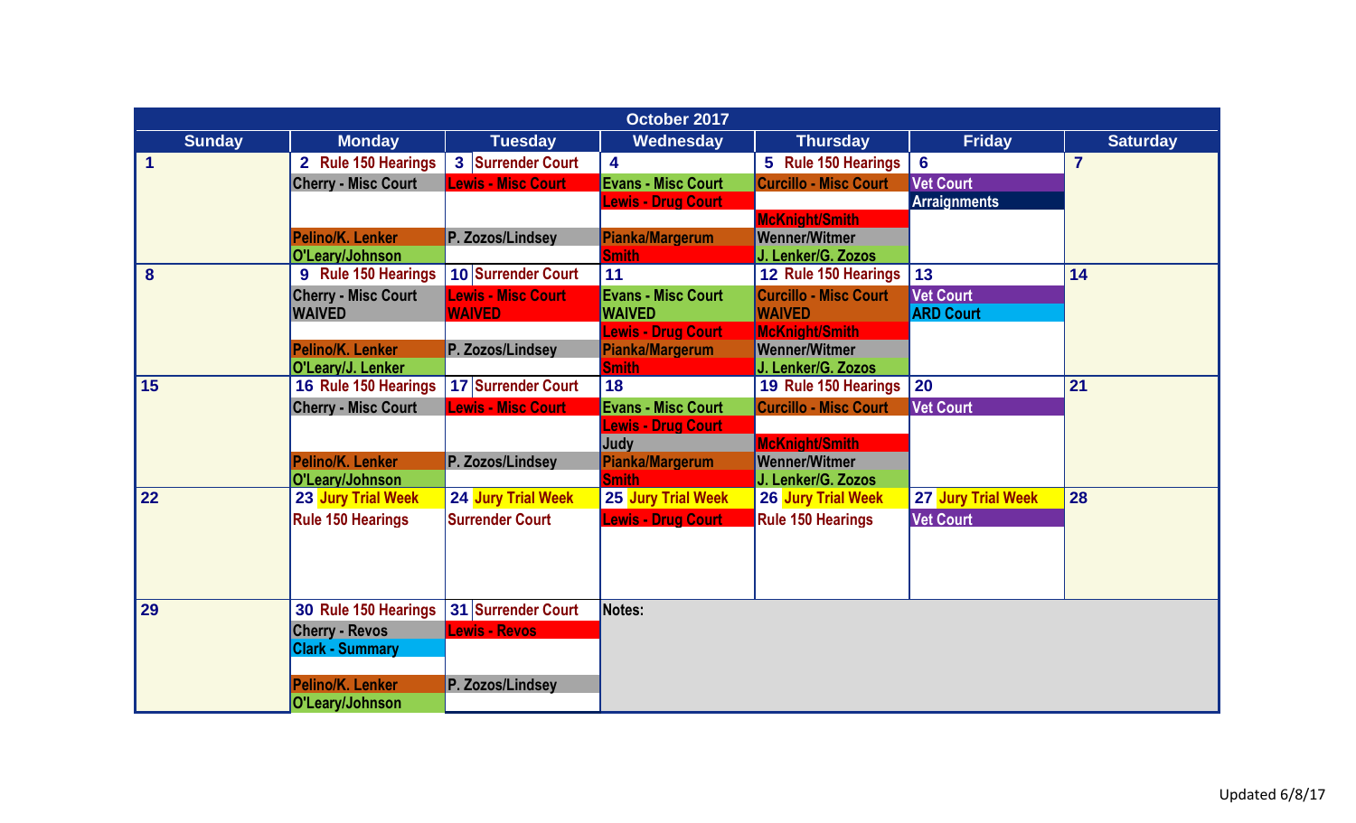# October 2017

| Sunday | Monday | Tuesday | Wednesday | Thursday | Friday | Saturday |
|---|---|---|---|---|---|---|
| 1 | 2 Rule 150 Hearings<br>Cherry - Misc Court<br><br>Pelino/K. Lenker<br>O'Leary/Johnson | 3 Surrender Court<br>Lewis - Misc Court<br><br>P. Zozos/Lindsey | 4<br>Evans - Misc Court<br>Lewis - Drug Court<br><br>Pianka/Margerum<br>Smith | 5 Rule 150 Hearings<br>Curcillo - Misc Court<br><br>McKnight/Smith<br>Wenner/Witmer<br>J. Lenker/G. Zozos | 6<br>Vet Court<br>Arraignments | 7 |
| 8 | 9 Rule 150 Hearings<br>Cherry - Misc Court<br>WAIVED<br><br>Pelino/K. Lenker<br>O'Leary/J. Lenker | 10 Surrender Court<br>Lewis - Misc Court<br>WAIVED<br><br>P. Zozos/Lindsey | 11<br>Evans - Misc Court<br>WAIVED<br>Lewis - Drug Court<br>Pianka/Margerum<br>Smith | 12 Rule 150 Hearings<br>Curcillo - Misc Court<br>WAIVED<br>McKnight/Smith<br>Wenner/Witmer<br>J. Lenker/G. Zozos | 13<br>Vet Court<br>ARD Court | 14 |
| 15 | 16 Rule 150 Hearings<br>Cherry - Misc Court<br><br>Pelino/K. Lenker<br>O'Leary/Johnson | 17 Surrender Court<br>Lewis - Misc Court<br><br>P. Zozos/Lindsey | 18<br>Evans - Misc Court<br>Lewis - Drug Court<br>Judy<br>Pianka/Margerum<br>Smith | 19 Rule 150 Hearings<br>Curcillo - Misc Court<br><br>McKnight/Smith<br>Wenner/Witmer<br>J. Lenker/G. Zozos | 20<br>Vet Court | 21 |
| 22 | 23 Jury Trial Week<br>Rule 150 Hearings | 24 Jury Trial Week<br>Surrender Court | 25 Jury Trial Week<br>Lewis - Drug Court | 26 Jury Trial Week<br>Rule 150 Hearings | 27 Jury Trial Week<br>Vet Court | 28 |
| 29 | 30 Rule 150 Hearings<br>Cherry - Revos<br>Clark - Summary<br><br>Pelino/K. Lenker<br>O'Leary/Johnson | 31 Surrender Court<br>Lewis - Revos<br><br>P. Zozos/Lindsey | Notes: | | | |

Updated 6/8/17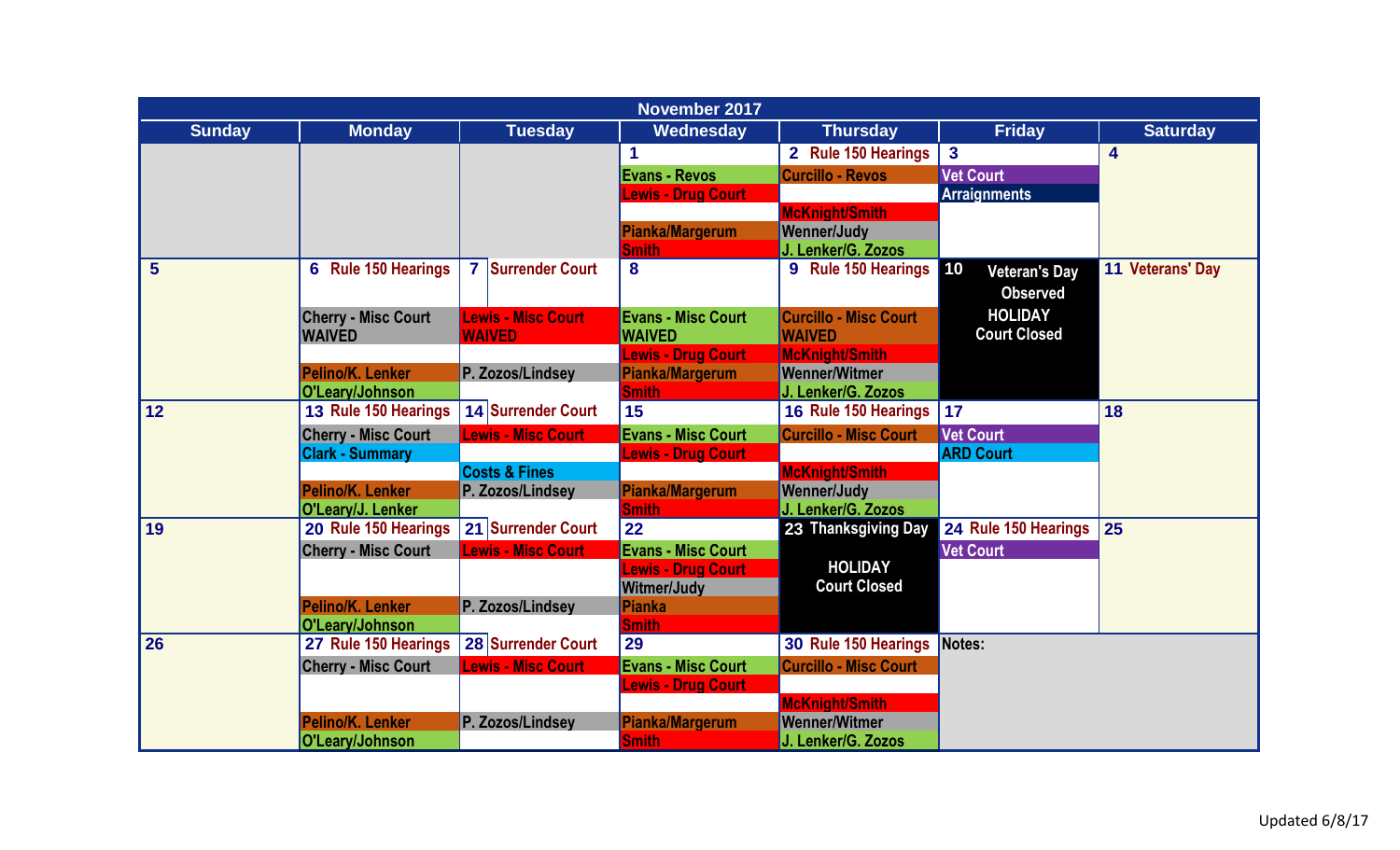# November 2017

| Sunday | Monday | Tuesday | Wednesday | Thursday | Friday | Saturday |
|---|---|---|---|---|---|---|
| | | | 1<br>Evans - Revos<br>Lewis - Drug Court<br>Pianka/Margerum<br>Smith | 2 Rule 150 Hearings<br>Curcillo - Revos<br>McKnight/Smith<br>Wenner/Judy<br>J. Lenker/G. Zozos | 3<br>Vet Court<br>Arraignments | 4 |
| 5 | 6 Rule 150 Hearings<br>Cherry - Misc Court WAIVED<br>Pelino/K. Lenker<br>O'Leary/Johnson | 7 Surrender Court<br>Lewis - Misc Court WAIVED<br>P. Zozos/Lindsey | 8<br>Evans - Misc Court WAIVED<br>Lewis - Drug Court<br>Pianka/Margerum<br>Smith | 9 Rule 150 Hearings<br>Curcillo - Misc Court WAIVED<br>McKnight/Smith<br>Wenner/Witmer<br>J. Lenker/G. Zozos | 10 Veteran's Day Observed<br>HOLIDAY<br>Court Closed | 11 Veterans' Day |
| 12 | 13 Rule 150 Hearings<br>Cherry - Misc Court<br>Clark - Summary<br>Pelino/K. Lenker<br>O'Leary/J. Lenker | 14 Surrender Court<br>Lewis - Misc Court<br>Costs & Fines<br>P. Zozos/Lindsey | 15<br>Evans - Misc Court<br>Lewis - Drug Court<br>Pianka/Margerum<br>Smith | 16 Rule 150 Hearings<br>Curcillo - Misc Court<br>McKnight/Smith<br>Wenner/Judy<br>J. Lenker/G. Zozos | 17<br>Vet Court<br>ARD Court | 18 |
| 19 | 20 Rule 150 Hearings<br>Cherry - Misc Court<br>Pelino/K. Lenker<br>O'Leary/Johnson | 21 Surrender Court<br>Lewis - Misc Court<br>P. Zozos/Lindsey | 22<br>Evans - Misc Court<br>Lewis - Drug Court<br>Witmer/Judy<br>Pianka<br>Smith | 23 Thanksgiving Day<br>HOLIDAY<br>Court Closed | 24 Rule 150 Hearings<br>Vet Court | 25 |
| 26 | 27 Rule 150 Hearings<br>Cherry - Misc Court<br>Pelino/K. Lenker<br>O'Leary/Johnson | 28 Surrender Court<br>Lewis - Misc Court<br>P. Zozos/Lindsey | 29<br>Evans - Misc Court<br>Lewis - Drug Court<br>Pianka/Margerum<br>Smith | 30 Rule 150 Hearings<br>Curcillo - Misc Court<br>McKnight/Smith<br>Wenner/Witmer<br>J. Lenker/G. Zozos | Notes: | |

Updated 6/8/17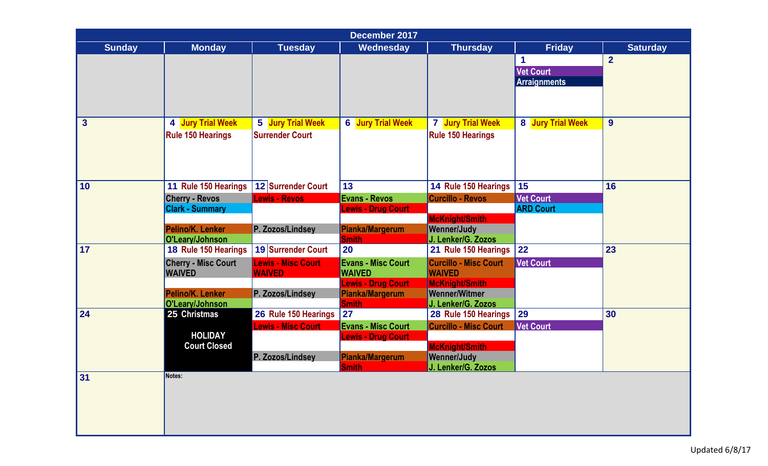# December 2017

| Sunday | Monday | Tuesday | Wednesday | Thursday | Friday | Saturday |
| --- | --- | --- | --- | --- | --- | --- |
| | | | | | 1<br>Vet Court<br>Arraignments | 2 |
| 3 | 4 Jury Trial Week<br>Rule 150 Hearings | 5 Jury Trial Week<br>Surrender Court | 6 Jury Trial Week | 7 Jury Trial Week<br>Rule 150 Hearings | 8 Jury Trial Week | 9 |
| 10 | 11 Rule 150 Hearings<br>Cherry - Revos<br>Clark - Summary<br>Pelino/K. Lenker<br>O'Leary/Johnson | 12 Surrender Court<br>Lewis - Revos<br>P. Zozos/Lindsey | 13<br>Evans - Revos<br>Lewis - Drug Court<br>Pianka/Margerum<br>Smith | 14 Rule 150 Hearings<br>Curcillo - Revos<br>McKnight/Smith<br>Wenner/Judy<br>J. Lenker/G. Zozos | 15<br>Vet Court<br>ARD Court | 16 |
| 17 | 18 Rule 150 Hearings<br>Cherry - Misc Court WAIVED<br>Pelino/K. Lenker<br>O'Leary/Johnson | 19 Surrender Court<br>Lewis - Misc Court WAIVED<br>P. Zozos/Lindsey | 20<br>Evans - Misc Court WAIVED<br>Lewis - Drug Court<br>Pianka/Margerum<br>Smith | 21 Rule 150 Hearings<br>Curcillo - Misc Court WAIVED<br>McKnight/Smith<br>Wenner/Witmer<br>J. Lenker/G. Zozos | 22<br>Vet Court | 23 |
| 24 | 25 Christmas<br>HOLIDAY<br>Court Closed | 26 Rule 150 Hearings<br>Lewis - Misc Court<br>P. Zozos/Lindsey | 27<br>Evans - Misc Court<br>Lewis - Drug Court<br>Pianka/Margerum<br>Smith | 28 Rule 150 Hearings<br>Curcillo - Misc Court<br>McKnight/Smith<br>Wenner/Judy<br>J. Lenker/G. Zozos | 29<br>Vet Court | 30 |
| 31 | Notes: | | | | | |

Updated 6/8/17